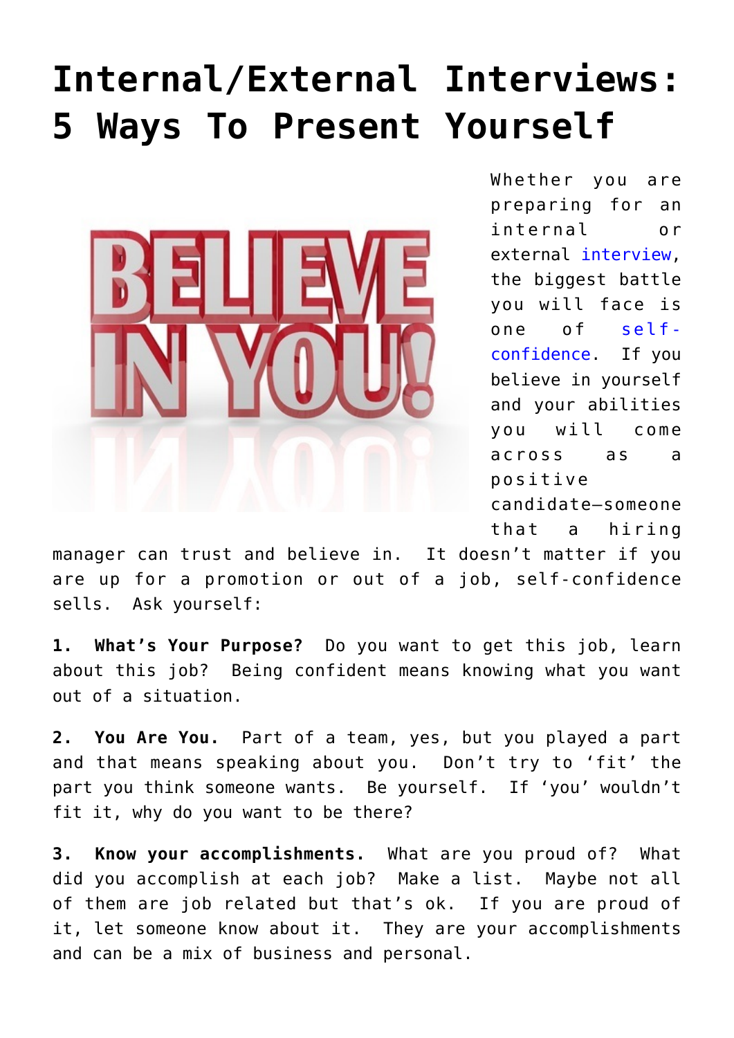# Internal/External Interviews: 5 Ways To Present Yourself

Whether you are preparing for an internal or external interview, the biggest battle you will face is one of self-confidence. If you believe in yourself and your abilities you will come across as a positive candidate—someone that a hiring manager can trust and believe in. It doesn't matter if you are up for a promotion or out of a job, self-confidence sells. Ask yourself:

**1. What's Your Purpose?** Do you want to get this job, learn about this job? Being confident means knowing what you want out of a situation.

**2. You Are You.** Part of a team, yes, but you played a part and that means speaking about you. Don't try to 'fit' the part you think someone wants. Be yourself. If 'you' wouldn't fit it, why do you want to be there?

**3. Know your accomplishments.** What are you proud of? What did you accomplish at each job? Make a list. Maybe not all of them are job related but that's ok. If you are proud of it, let someone know about it. They are your accomplishments and can be a mix of business and personal.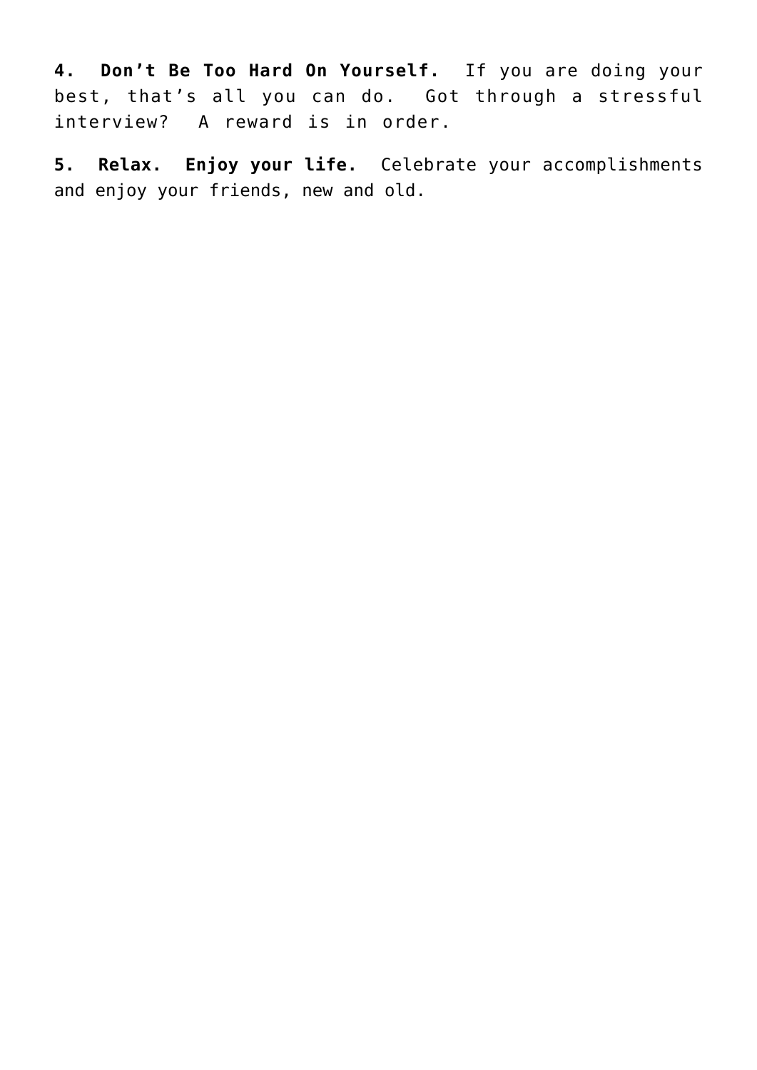**4. Don’t Be Too Hard On Yourself.** If you are doing your best, that’s all you can do. Got through a stressful interview? A reward is in order.

**5. Relax. Enjoy your life.** Celebrate your accomplishments and enjoy your friends, new and old.